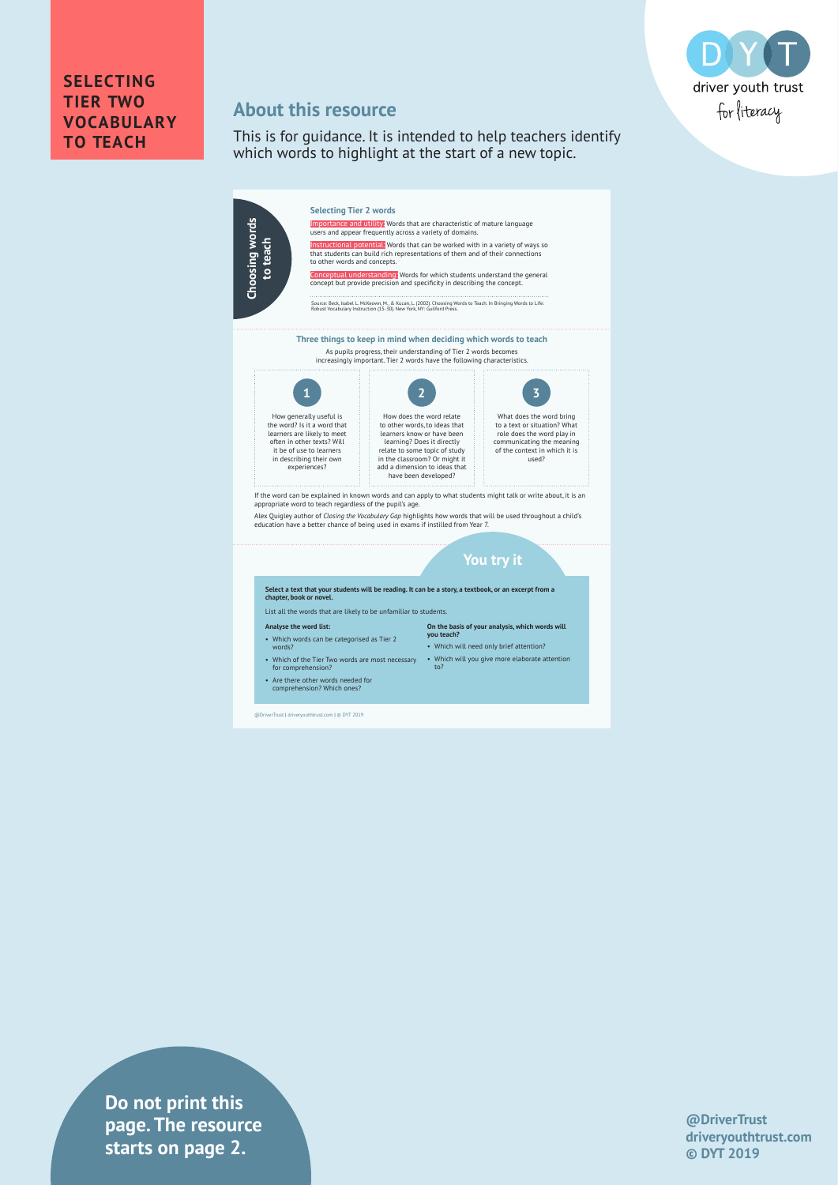# SELECTING TIER TWO VOCABULARY TO TEACH

## About this resource

This is for guidance. It is intended to help teachers identify which words to highlight at the start of a new topic.

### Choosing words to teach

**Selecting Tier 2 words**

Importance and utility: Words that are characteristic of mature language users and appear frequently across a variety of domains.

Instructional potential: Words that can be worked with in a variety of ways so that students can build rich representations of them and of their connections to other words and concepts.

Conceptual understanding: Words for which students understand the general concept but provide precision and specificity in describing the concept.

Source: Beck, Isabel L. McKeown, M., & Kucan, L. (2002). Choosing Words to Teach. In Bringing Words to Life: Robust Vocabulary Instruction (15–30). New York, NY: Guilford Press.

**Three things to keep in mind when deciding which words to teach**

As pupils progress, their understanding of Tier 2 words becomes increasingly important. Tier 2 words have the following characteristics.

1. How generally useful is the word? Is it a word that learners are likely to meet often in other texts? Will it be of use to learners in describing their own experiences?
2. How does the word relate to other words, to ideas that learners know or have been learning? Does it directly relate to some topic of study in the classroom? Or might it add a dimension to ideas that have been developed?
3. What does the word bring to a text or situation? What role does the word play in communicating the meaning of the context in which it is used?

If the word can be explained in known words and can apply to what students might talk or write about, it is an appropriate word to teach regardless of the pupil's age.

Alex Quigley author of *Closing the Vocabulary Gap* highlights how words that will be used throughout a child's education have a better chance of being used in exams if instilled from Year 7.

### You try it

**Select a text that your students will be reading. It can be a story, a textbook, or an excerpt from a chapter, book or novel.**

List all the words that are likely to be unfamiliar to students.

**Analyse the word list:**

- Which words can be categorised as Tier 2 words?
- Which of the Tier Two words are most necessary for comprehension?
- Are there other words needed for comprehension? Which ones?

**On the basis of your analysis, which words will you teach?**

- Which will need only brief attention?
- Which will you give more elaborate attention to?

@DriverTrust | driveryouthtrust.com | © DYT 2019

**Do not print this page. The resource starts on page 2.**

**@DriverTrust**
**driveryouthtrust.com**
**© DYT 2019**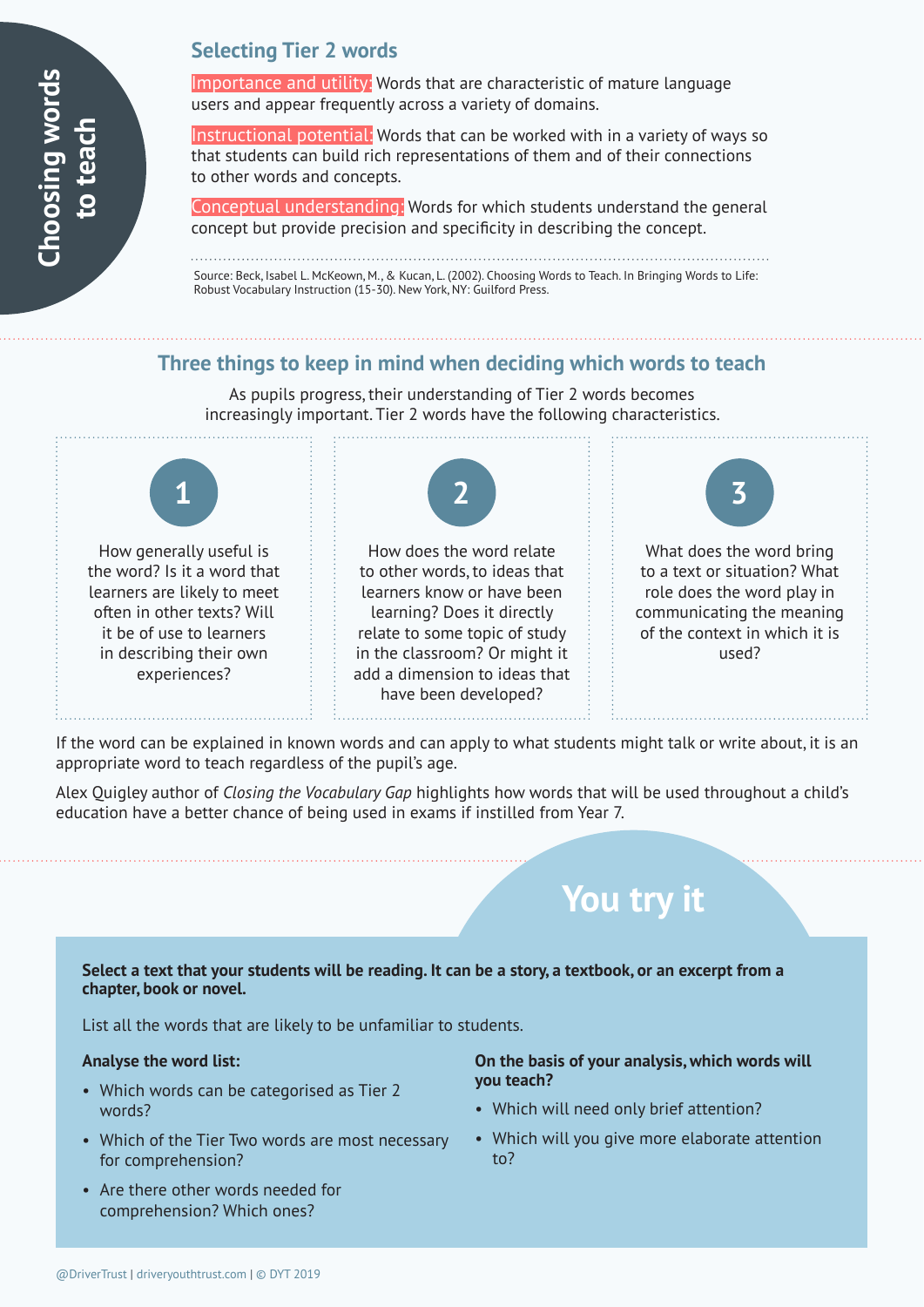# Choosing words to teach

## Selecting Tier 2 words

**Importance and utility:** Words that are characteristic of mature language users and appear frequently across a variety of domains.

**Instructional potential:** Words that can be worked with in a variety of ways so that students can build rich representations of them and of their connections to other words and concepts.

**Conceptual understanding:** Words for which students understand the general concept but provide precision and specificity in describing the concept.

Source: Beck, Isabel L. McKeown, M., & Kucan, L. (2002). Choosing Words to Teach. In Bringing Words to Life: Robust Vocabulary Instruction (15-30). New York, NY: Guilford Press.

## Three things to keep in mind when deciding which words to teach

As pupils progress, their understanding of Tier 2 words becomes increasingly important. Tier 2 words have the following characteristics.

**1**

How generally useful is the word? Is it a word that learners are likely to meet often in other texts? Will it be of use to learners in describing their own experiences?

**2**

How does the word relate to other words, to ideas that learners know or have been learning? Does it directly relate to some topic of study in the classroom? Or might it add a dimension to ideas that have been developed?

**3**

What does the word bring to a text or situation? What role does the word play in communicating the meaning of the context in which it is used?

If the word can be explained in known words and can apply to what students might talk or write about, it is an appropriate word to teach regardless of the pupil's age.

Alex Quigley author of *Closing the Vocabulary Gap* highlights how words that will be used throughout a child's education have a better chance of being used in exams if instilled from Year 7.

## You try it

**Select a text that your students will be reading. It can be a story, a textbook, or an excerpt from a chapter, book or novel.**

List all the words that are likely to be unfamiliar to students.

**Analyse the word list:**

- Which words can be categorised as Tier 2 words?
- Which of the Tier Two words are most necessary for comprehension?
- Are there other words needed for comprehension? Which ones?

**On the basis of your analysis, which words will you teach?**

- Which will need only brief attention?
- Which will you give more elaborate attention to?

@DriverTrust | driveryouthtrust.com | © DYT 2019